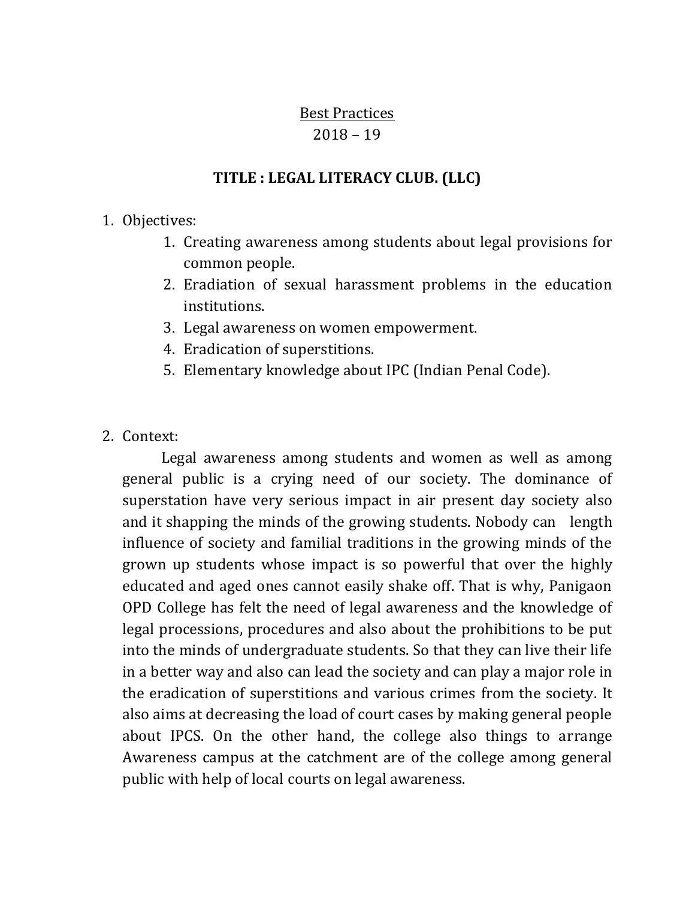<u>Best Practices</u>

2018 – 19

**TITLE : LEGAL LITERACY CLUB. (LLC)**

1. Objectives:
    1. Creating awareness among students about legal provisions for common people.
    2. Eradiation of sexual harassment problems in the education institutions.
    3. Legal awareness on women empowerment.
    4. Eradication of superstitions.
    5. Elementary knowledge about IPC (Indian Penal Code).

2. Context:

   Legal awareness among students and women as well as among general public is a crying need of our society. The dominance of superstation have very serious impact in air present day society also and it shapping the minds of the growing students. Nobody can length influence of society and familial traditions in the growing minds of the grown up students whose impact is so powerful that over the highly educated and aged ones cannot easily shake off. That is why, Panigaon OPD College has felt the need of legal awareness and the knowledge of legal processions, procedures and also about the prohibitions to be put into the minds of undergraduate students. So that they can live their life in a better way and also can lead the society and can play a major role in the eradication of superstitions and various crimes from the society. It also aims at decreasing the load of court cases by making general people about IPCS. On the other hand, the college also things to arrange Awareness campus at the catchment are of the college among general public with help of local courts on legal awareness.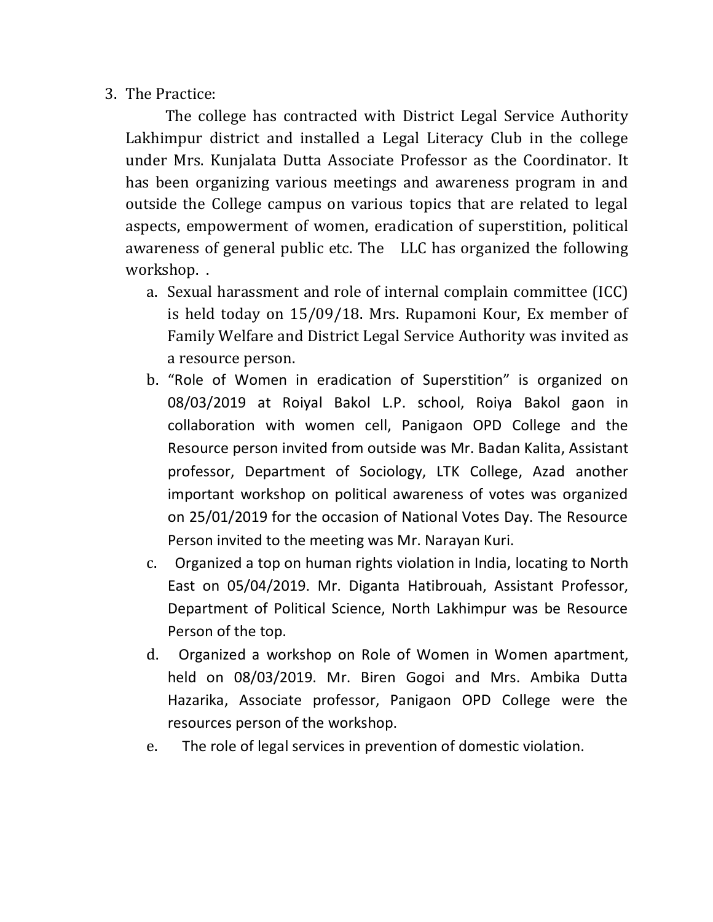3. The Practice:

   The college has contracted with District Legal Service Authority Lakhimpur district and installed a Legal Literacy Club in the college under Mrs. Kunjalata Dutta Associate Professor as the Coordinator. It has been organizing various meetings and awareness program in and outside the College campus on various topics that are related to legal aspects, empowerment of women, eradication of superstition, political awareness of general public etc. The LLC has organized the following workshop. .

   a. Sexual harassment and role of internal complain committee (ICC) is held today on 15/09/18. Mrs. Rupamoni Kour, Ex member of Family Welfare and District Legal Service Authority was invited as a resource person.
   b. "Role of Women in eradication of Superstition" is organized on 08/03/2019 at Roiyal Bakol L.P. school, Roiya Bakol gaon in collaboration with women cell, Panigaon OPD College and the Resource person invited from outside was Mr. Badan Kalita, Assistant professor, Department of Sociology, LTK College, Azad another important workshop on political awareness of votes was organized on 25/01/2019 for the occasion of National Votes Day. The Resource Person invited to the meeting was Mr. Narayan Kuri.
   c. Organized a top on human rights violation in India, locating to North East on 05/04/2019. Mr. Diganta Hatibrouah, Assistant Professor, Department of Political Science, North Lakhimpur was be Resource Person of the top.
   d. Organized a workshop on Role of Women in Women apartment, held on 08/03/2019. Mr. Biren Gogoi and Mrs. Ambika Dutta Hazarika, Associate professor, Panigaon OPD College were the resources person of the workshop.
   e. The role of legal services in prevention of domestic violation.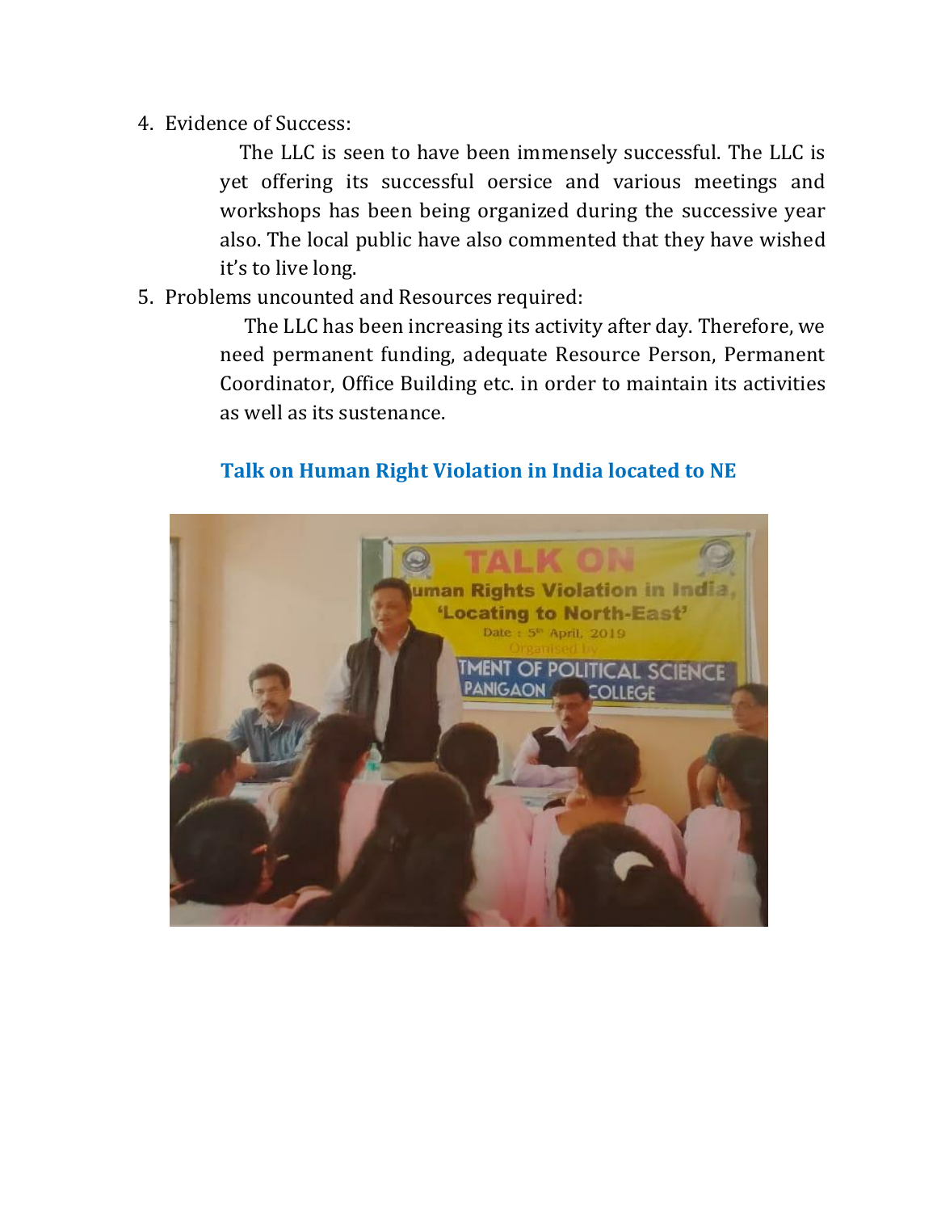4. Evidence of Success:

   The LLC is seen to have been immensely successful. The LLC is yet offering its successful oersice and various meetings and workshops has been being organized during the successive year also. The local public have also commented that they have wished it's to live long.

5. Problems uncounted and Resources required:

   The LLC has been increasing its activity after day. Therefore, we need permanent funding, adequate Resource Person, Permanent Coordinator, Office Building etc. in order to maintain its activities as well as its sustenance.

**Talk on Human Right Violation in India located to NE**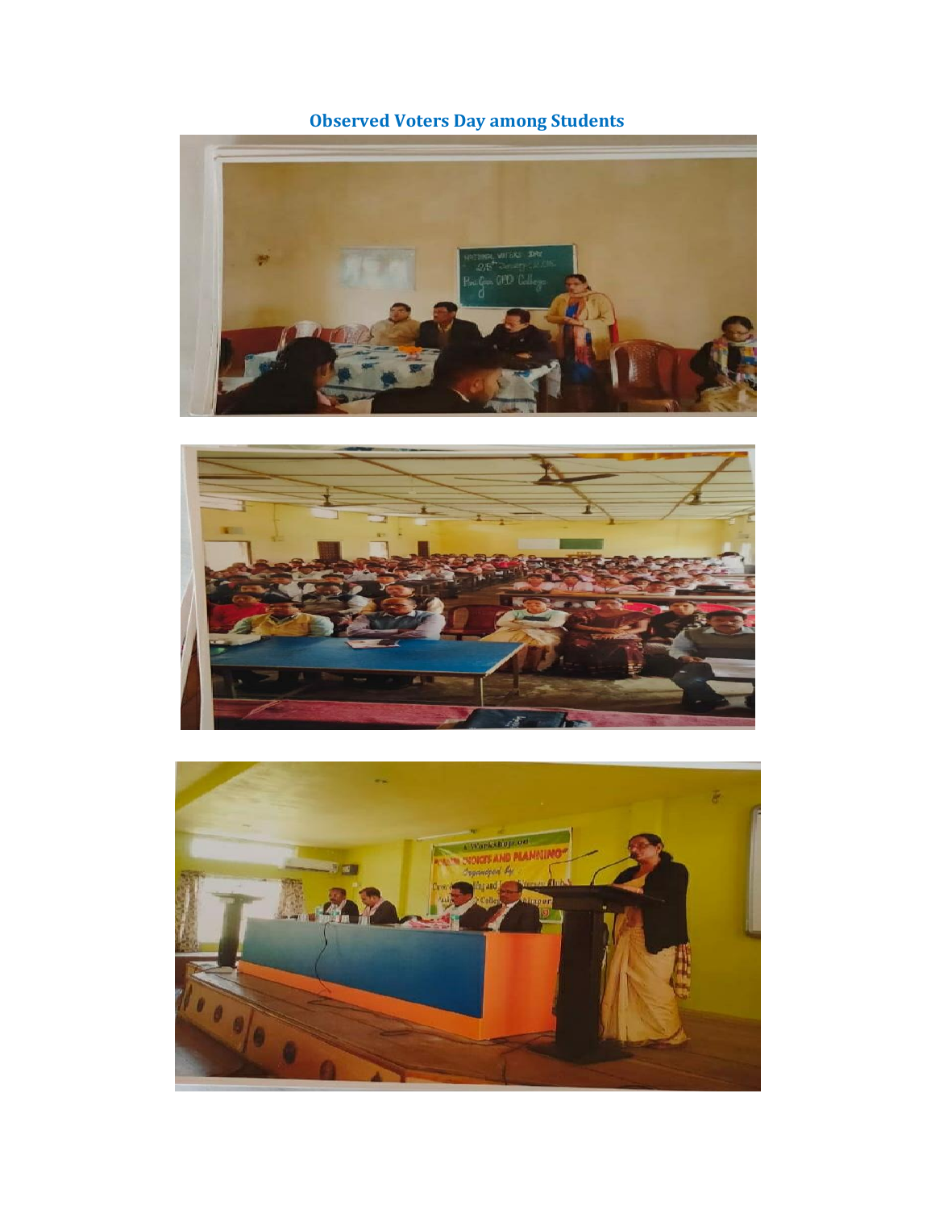**Observed Voters Day among Students**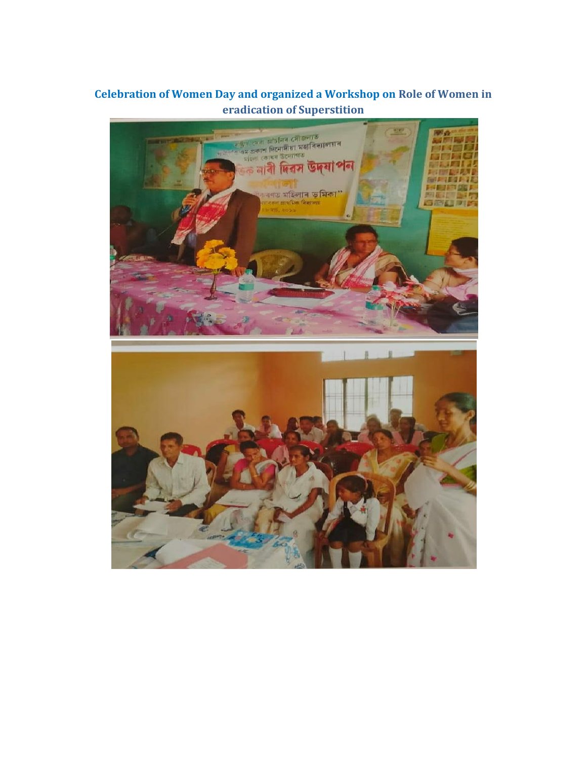**Celebration of Women Day and organized a Workshop on Role of Women in eradication of Superstition**